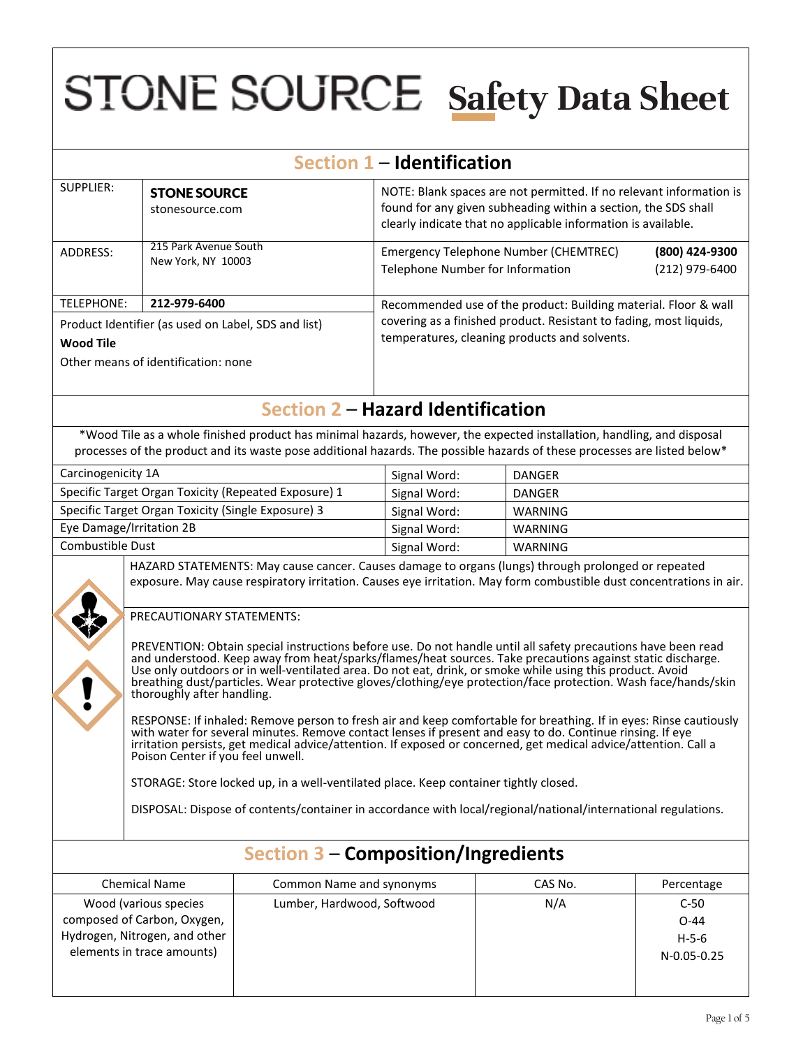# STONE SOURCE Safety Data Sheet

## Section 1 – Identification

| | | |
|---|---|---|
| SUPPLIER: | **STONE SOURCE** stonesource.com | NOTE: Blank spaces are not permitted. If no relevant information is found for any given subheading within a section, the SDS shall clearly indicate that no applicable information is available. |
| ADDRESS: | 215 Park Avenue South New York, NY 10003 | Emergency Telephone Number (CHEMTREC) **(800) 424-9300** Telephone Number for Information (212) 979-6400 |
| TELEPHONE: | **212-979-6400** | Recommended use of the product: Building material. Floor & wall covering as a finished product. Resistant to fading, most liquids, temperatures, cleaning products and solvents. |

Product Identifier (as used on Label, SDS and list)

**Wood Tile**

Other means of identification: none

## Section 2 – Hazard Identification

*Wood Tile as a whole finished product has minimal hazards, however, the expected installation, handling, and disposal processes of the product and its waste pose additional hazards. The possible hazards of these processes are listed below*

| Hazard | | |
|---|---|---|
| Carcinogenicity 1A | Signal Word: | DANGER |
| Specific Target Organ Toxicity (Repeated Exposure) 1 | Signal Word: | DANGER |
| Specific Target Organ Toxicity (Single Exposure) 3 | Signal Word: | WARNING |
| Eye Damage/Irritation 2B | Signal Word: | WARNING |
| Combustible Dust | Signal Word: | WARNING |

HAZARD STATEMENTS: May cause cancer. Causes damage to organs (lungs) through prolonged or repeated exposure. May cause respiratory irritation. Causes eye irritation. May form combustible dust concentrations in air.

PRECAUTIONARY STATEMENTS:

PREVENTION: Obtain special instructions before use. Do not handle until all safety precautions have been read and understood. Keep away from heat/sparks/flames/heat sources. Take precautions against static discharge. Use only outdoors or in well-ventilated area. Do not eat, drink, or smoke while using this product. Avoid breathing dust/particles. Wear protective gloves/clothing/eye protection/face protection. Wash face/hands/skin thoroughly after handling.

RESPONSE: If inhaled: Remove person to fresh air and keep comfortable for breathing. If in eyes: Rinse cautiously with water for several minutes. Remove contact lenses if present and easy to do. Continue rinsing. If eye irritation persists, get medical advice/attention. If exposed or concerned, get medical advice/attention. Call a Poison Center if you feel unwell.

STORAGE: Store locked up, in a well-ventilated place. Keep container tightly closed.

DISPOSAL: Dispose of contents/container in accordance with local/regional/national/international regulations.

## Section 3 – Composition/Ingredients

| Chemical Name | Common Name and synonyms | CAS No. | Percentage |
|---|---|---|---|
| Wood (various species composed of Carbon, Oxygen, Hydrogen, Nitrogen, and other elements in trace amounts) | Lumber, Hardwood, Softwood | N/A | C-50 O-44 H-5-6 N-0.05-0.25 |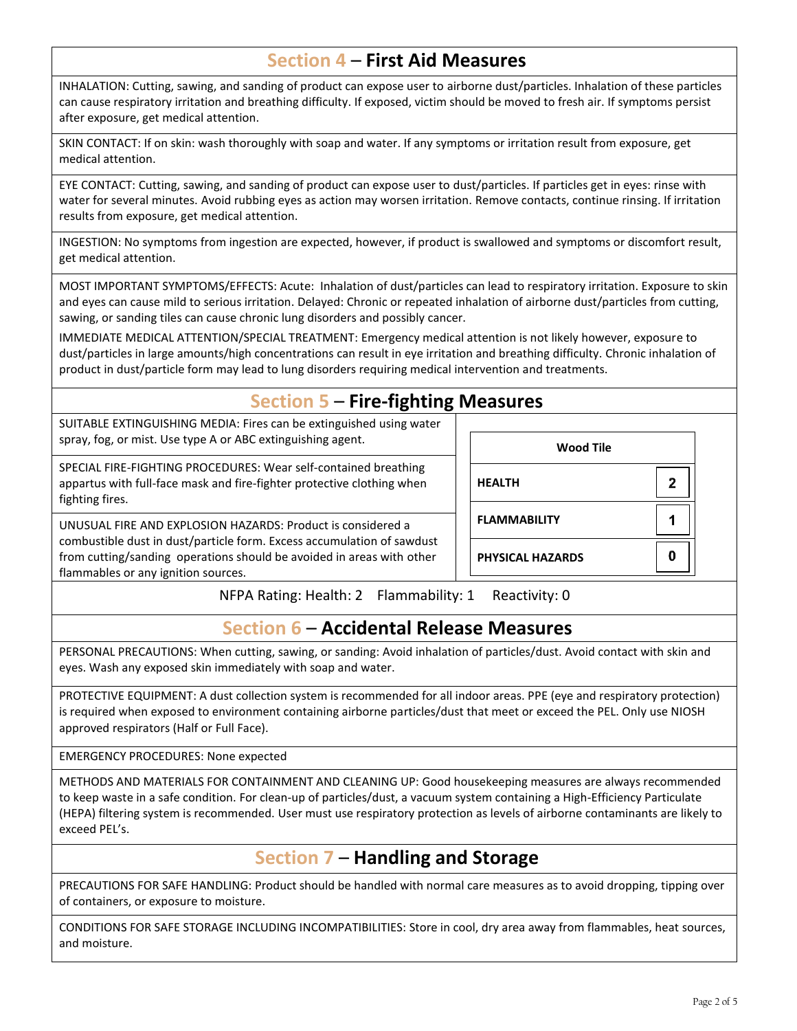## Section 4 – First Aid Measures

INHALATION: Cutting, sawing, and sanding of product can expose user to airborne dust/particles. Inhalation of these particles can cause respiratory irritation and breathing difficulty. If exposed, victim should be moved to fresh air. If symptoms persist after exposure, get medical attention.

SKIN CONTACT: If on skin: wash thoroughly with soap and water. If any symptoms or irritation result from exposure, get medical attention.

EYE CONTACT: Cutting, sawing, and sanding of product can expose user to dust/particles. If particles get in eyes: rinse with water for several minutes. Avoid rubbing eyes as action may worsen irritation. Remove contacts, continue rinsing. If irritation results from exposure, get medical attention.

INGESTION: No symptoms from ingestion are expected, however, if product is swallowed and symptoms or discomfort result, get medical attention.

MOST IMPORTANT SYMPTOMS/EFFECTS: Acute: Inhalation of dust/particles can lead to respiratory irritation. Exposure to skin and eyes can cause mild to serious irritation. Delayed: Chronic or repeated inhalation of airborne dust/particles from cutting, sawing, or sanding tiles can cause chronic lung disorders and possibly cancer.

IMMEDIATE MEDICAL ATTENTION/SPECIAL TREATMENT: Emergency medical attention is not likely however, exposure to dust/particles in large amounts/high concentrations can result in eye irritation and breathing difficulty. Chronic inhalation of product in dust/particle form may lead to lung disorders requiring medical intervention and treatments.

## Section 5 – Fire-fighting Measures

SUITABLE EXTINGUISHING MEDIA: Fires can be extinguished using water spray, fog, or mist. Use type A or ABC extinguishing agent.

SPECIAL FIRE-FIGHTING PROCEDURES: Wear self-contained breathing appartus with full-face mask and fire-fighter protective clothing when fighting fires.

UNUSUAL FIRE AND EXPLOSION HAZARDS: Product is considered a combustible dust in dust/particle form. Excess accumulation of sawdust from cutting/sanding operations should be avoided in areas with other flammables or any ignition sources.

| Wood Tile | |
|---|---|
| **HEALTH** | 2 |
| **FLAMMABILITY** | 1 |
| **PHYSICAL HAZARDS** | 0 |

NFPA Rating: Health: 2 Flammability: 1 Reactivity: 0

## Section 6 – Accidental Release Measures

PERSONAL PRECAUTIONS: When cutting, sawing, or sanding: Avoid inhalation of particles/dust. Avoid contact with skin and eyes. Wash any exposed skin immediately with soap and water.

PROTECTIVE EQUIPMENT: A dust collection system is recommended for all indoor areas. PPE (eye and respiratory protection) is required when exposed to environment containing airborne particles/dust that meet or exceed the PEL. Only use NIOSH approved respirators (Half or Full Face).

EMERGENCY PROCEDURES: None expected

METHODS AND MATERIALS FOR CONTAINMENT AND CLEANING UP: Good housekeeping measures are always recommended to keep waste in a safe condition. For clean-up of particles/dust, a vacuum system containing a High-Efficiency Particulate (HEPA) filtering system is recommended. User must use respiratory protection as levels of airborne contaminants are likely to exceed PEL's.

## Section 7 – Handling and Storage

PRECAUTIONS FOR SAFE HANDLING: Product should be handled with normal care measures as to avoid dropping, tipping over of containers, or exposure to moisture.

CONDITIONS FOR SAFE STORAGE INCLUDING INCOMPATIBILITIES: Store in cool, dry area away from flammables, heat sources, and moisture.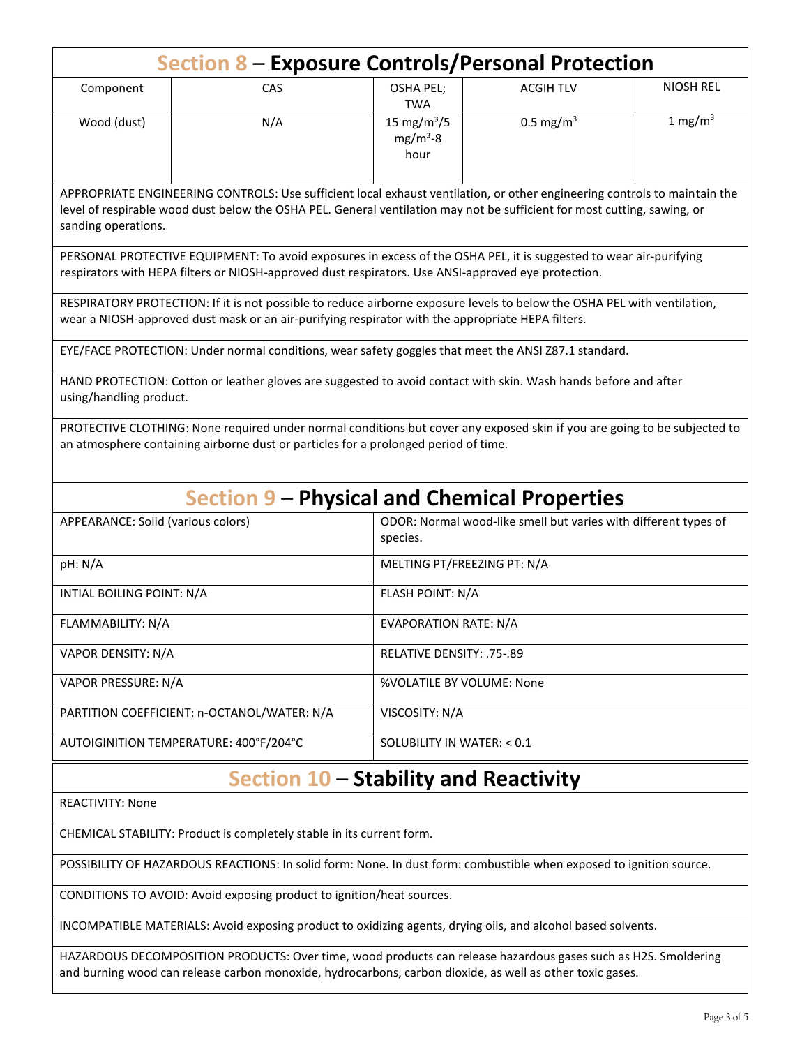## Section 8 – Exposure Controls/Personal Protection

| Component | CAS | OSHA PEL; TWA | ACGIH TLV | NIOSH REL |
|---|---|---|---|---|
| Wood (dust) | N/A | 15 mg/m³/5 mg/m³-8 hour | 0.5 mg/m³ | 1 mg/m³ |

APPROPRIATE ENGINEERING CONTROLS: Use sufficient local exhaust ventilation, or other engineering controls to maintain the level of respirable wood dust below the OSHA PEL. General ventilation may not be sufficient for most cutting, sawing, or sanding operations.

PERSONAL PROTECTIVE EQUIPMENT: To avoid exposures in excess of the OSHA PEL, it is suggested to wear air-purifying respirators with HEPA filters or NIOSH-approved dust respirators. Use ANSI-approved eye protection.

RESPIRATORY PROTECTION: If it is not possible to reduce airborne exposure levels to below the OSHA PEL with ventilation, wear a NIOSH-approved dust mask or an air-purifying respirator with the appropriate HEPA filters.

EYE/FACE PROTECTION: Under normal conditions, wear safety goggles that meet the ANSI Z87.1 standard.

HAND PROTECTION: Cotton or leather gloves are suggested to avoid contact with skin. Wash hands before and after using/handling product.

PROTECTIVE CLOTHING: None required under normal conditions but cover any exposed skin if you are going to be subjected to an atmosphere containing airborne dust or particles for a prolonged period of time.

## Section 9 – Physical and Chemical Properties

| | |
|---|---|
| APPEARANCE: Solid (various colors) | ODOR: Normal wood-like smell but varies with different types of species. |
| pH: N/A | MELTING PT/FREEZING PT: N/A |
| INTIAL BOILING POINT: N/A | FLASH POINT: N/A |
| FLAMMABILITY: N/A | EVAPORATION RATE: N/A |
| VAPOR DENSITY: N/A | RELATIVE DENSITY: .75-.89 |
| VAPOR PRESSURE: N/A | %VOLATILE BY VOLUME: None |
| PARTITION COEFFICIENT: n-OCTANOL/WATER: N/A | VISCOSITY: N/A |
| AUTOIGINITION TEMPERATURE: 400°F/204°C | SOLUBILITY IN WATER: < 0.1 |

## Section 10 – Stability and Reactivity

REACTIVITY: None

CHEMICAL STABILITY: Product is completely stable in its current form.

POSSIBILITY OF HAZARDOUS REACTIONS: In solid form: None. In dust form: combustible when exposed to ignition source.

CONDITIONS TO AVOID: Avoid exposing product to ignition/heat sources.

INCOMPATIBLE MATERIALS: Avoid exposing product to oxidizing agents, drying oils, and alcohol based solvents.

HAZARDOUS DECOMPOSITION PRODUCTS: Over time, wood products can release hazardous gases such as $H_2S$. Smoldering and burning wood can release carbon monoxide, hydrocarbons, carbon dioxide, as well as other toxic gases.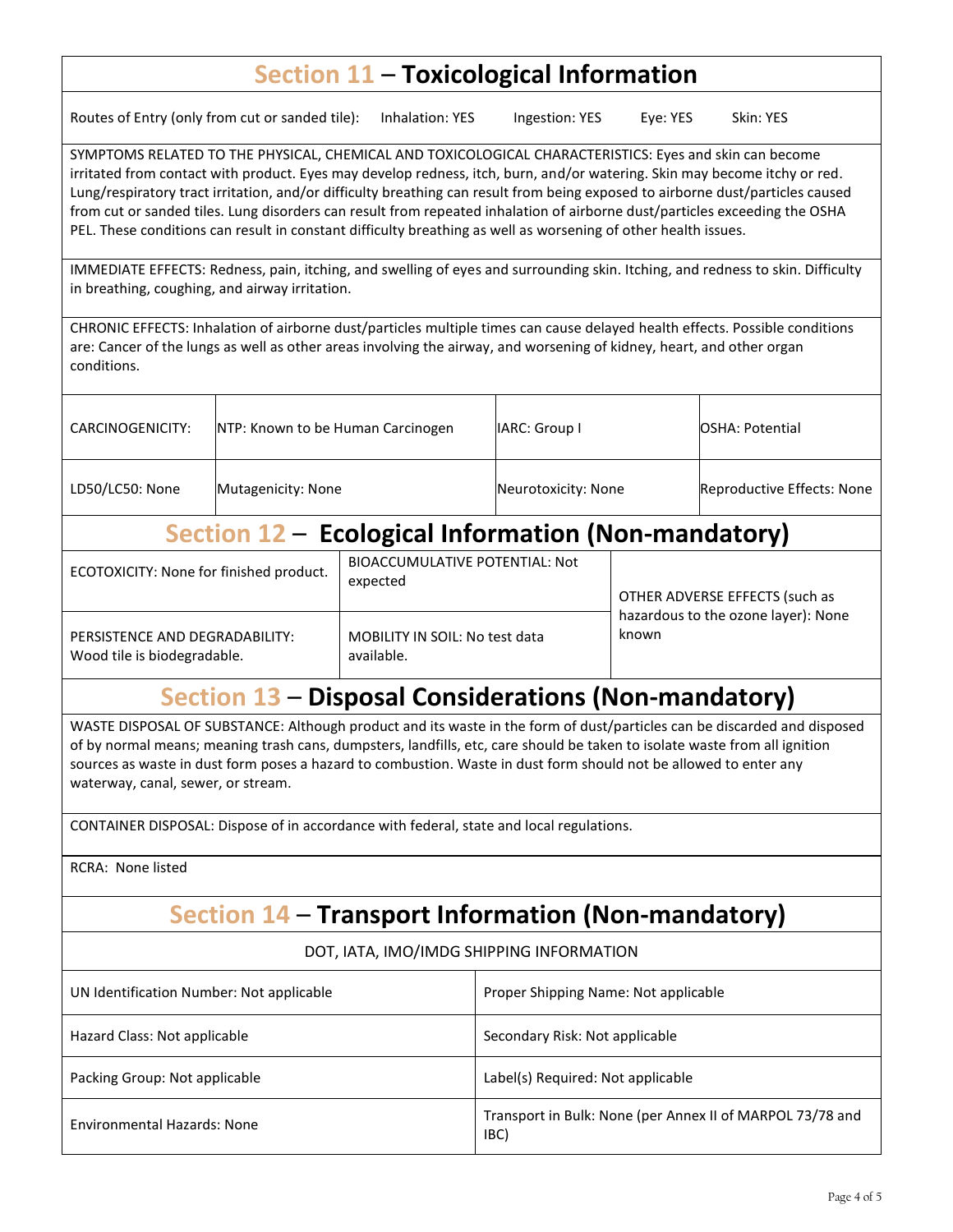## Section 11 – Toxicological Information

Routes of Entry (only from cut or sanded tile): Inhalation: YES Ingestion: YES Eye: YES Skin: YES

SYMPTOMS RELATED TO THE PHYSICAL, CHEMICAL AND TOXICOLOGICAL CHARACTERISTICS: Eyes and skin can become irritated from contact with product. Eyes may develop redness, itch, burn, and/or watering. Skin may become itchy or red. Lung/respiratory tract irritation, and/or difficulty breathing can result from being exposed to airborne dust/particles caused from cut or sanded tiles. Lung disorders can result from repeated inhalation of airborne dust/particles exceeding the OSHA PEL. These conditions can result in constant difficulty breathing as well as worsening of other health issues.

IMMEDIATE EFFECTS: Redness, pain, itching, and swelling of eyes and surrounding skin. Itching, and redness to skin. Difficulty in breathing, coughing, and airway irritation.

CHRONIC EFFECTS: Inhalation of airborne dust/particles multiple times can cause delayed health effects. Possible conditions are: Cancer of the lungs as well as other areas involving the airway, and worsening of kidney, heart, and other organ conditions.

| CARCINOGENICITY: | NTP: Known to be Human Carcinogen | IARC: Group I | OSHA: Potential |
|---|---|---|---|
| LD50/LC50: None | Mutagenicity: None | Neurotoxicity: None | Reproductive Effects: None |

## Section 12 – Ecological Information (Non-mandatory)

| | | |
|---|---|---|
| ECOTOXICITY: None for finished product. | BIOACCUMULATIVE POTENTIAL: Not expected | OTHER ADVERSE EFFECTS (such as hazardous to the ozone layer): None known |
| PERSISTENCE AND DEGRADABILITY: Wood tile is biodegradable. | MOBILITY IN SOIL: No test data available. | |

## Section 13 – Disposal Considerations (Non-mandatory)

WASTE DISPOSAL OF SUBSTANCE: Although product and its waste in the form of dust/particles can be discarded and disposed of by normal means; meaning trash cans, dumpsters, landfills, etc, care should be taken to isolate waste from all ignition sources as waste in dust form poses a hazard to combustion. Waste in dust form should not be allowed to enter any waterway, canal, sewer, or stream.

CONTAINER DISPOSAL: Dispose of in accordance with federal, state and local regulations.

RCRA: None listed

## Section 14 – Transport Information (Non-mandatory)

DOT, IATA, IMO/IMDG SHIPPING INFORMATION

| | |
|---|---|
| UN Identification Number: Not applicable | Proper Shipping Name: Not applicable |
| Hazard Class: Not applicable | Secondary Risk: Not applicable |
| Packing Group: Not applicable | Label(s) Required: Not applicable |
| Environmental Hazards: None | Transport in Bulk: None (per Annex II of MARPOL 73/78 and IBC) |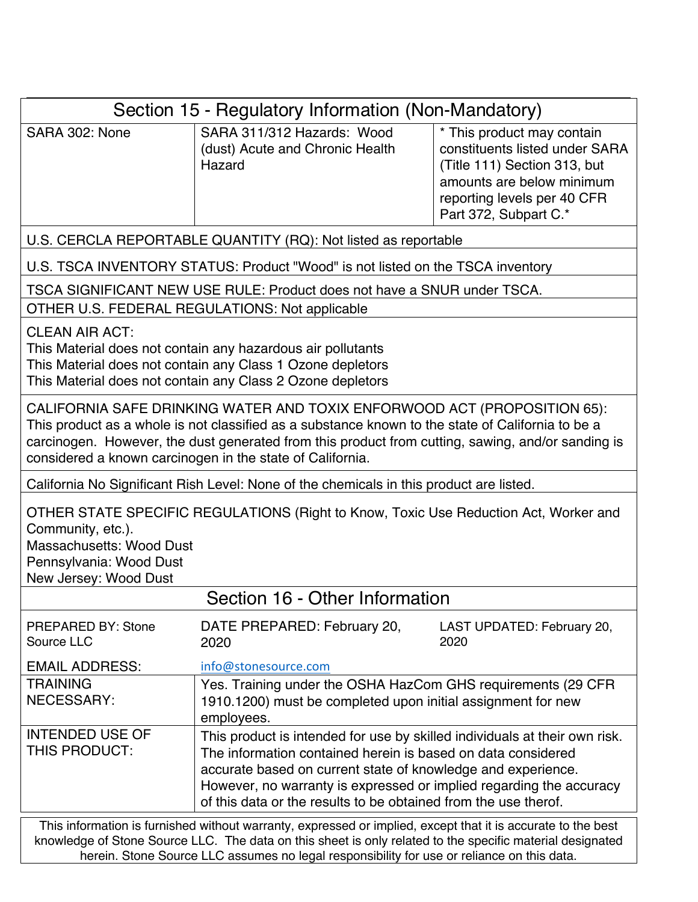## Section 15 - Regulatory Information (Non-Mandatory)

| | | |
|---|---|---|
| SARA 302: None | SARA 311/312 Hazards: Wood (dust) Acute and Chronic Health Hazard | * This product may contain constituents listed under SARA (Title 111) Section 313, but amounts are below minimum reporting levels per 40 CFR Part 372, Subpart C.* |

U.S. CERCLA REPORTABLE QUANTITY (RQ): Not listed as reportable

U.S. TSCA INVENTORY STATUS: Product "Wood" is not listed on the TSCA inventory

TSCA SIGNIFICANT NEW USE RULE: Product does not have a SNUR under TSCA.

OTHER U.S. FEDERAL REGULATIONS: Not applicable

CLEAN AIR ACT:
This Material does not contain any hazardous air pollutants
This Material does not contain any Class 1 Ozone depletors
This Material does not contain any Class 2 Ozone depletors

CALIFORNIA SAFE DRINKING WATER AND TOXIX ENFORWOOD ACT (PROPOSITION 65): This product as a whole is not classified as a substance known to the state of California to be a carcinogen. However, the dust generated from this product from cutting, sawing, and/or sanding is considered a known carcinogen in the state of California.

California No Significant Rish Level: None of the chemicals in this product are listed.

OTHER STATE SPECIFIC REGULATIONS (Right to Know, Toxic Use Reduction Act, Worker and Community, etc.).
Massachusetts: Wood Dust
Pennsylvania: Wood Dust
New Jersey: Wood Dust

## Section 16 - Other Information

| | | |
|---|---|---|
| PREPARED BY: Stone Source LLC | DATE PREPARED: February 20, 2020 | LAST UPDATED: February 20, 2020 |
| EMAIL ADDRESS: | info@stonesource.com | |
| TRAINING NECESSARY: | Yes. Training under the OSHA HazCom GHS requirements (29 CFR 1910.1200) must be completed upon initial assignment for new employees. | |
| INTENDED USE OF THIS PRODUCT: | This product is intended for use by skilled individuals at their own risk. The information contained herein is based on data considered accurate based on current state of knowledge and experience. However, no warranty is expressed or implied regarding the accuracy of this data or the results to be obtained from the use therof. | |

This information is furnished without warranty, expressed or implied, except that it is accurate to the best knowledge of Stone Source LLC. The data on this sheet is only related to the specific material designated herein. Stone Source LLC assumes no legal responsibility for use or reliance on this data.